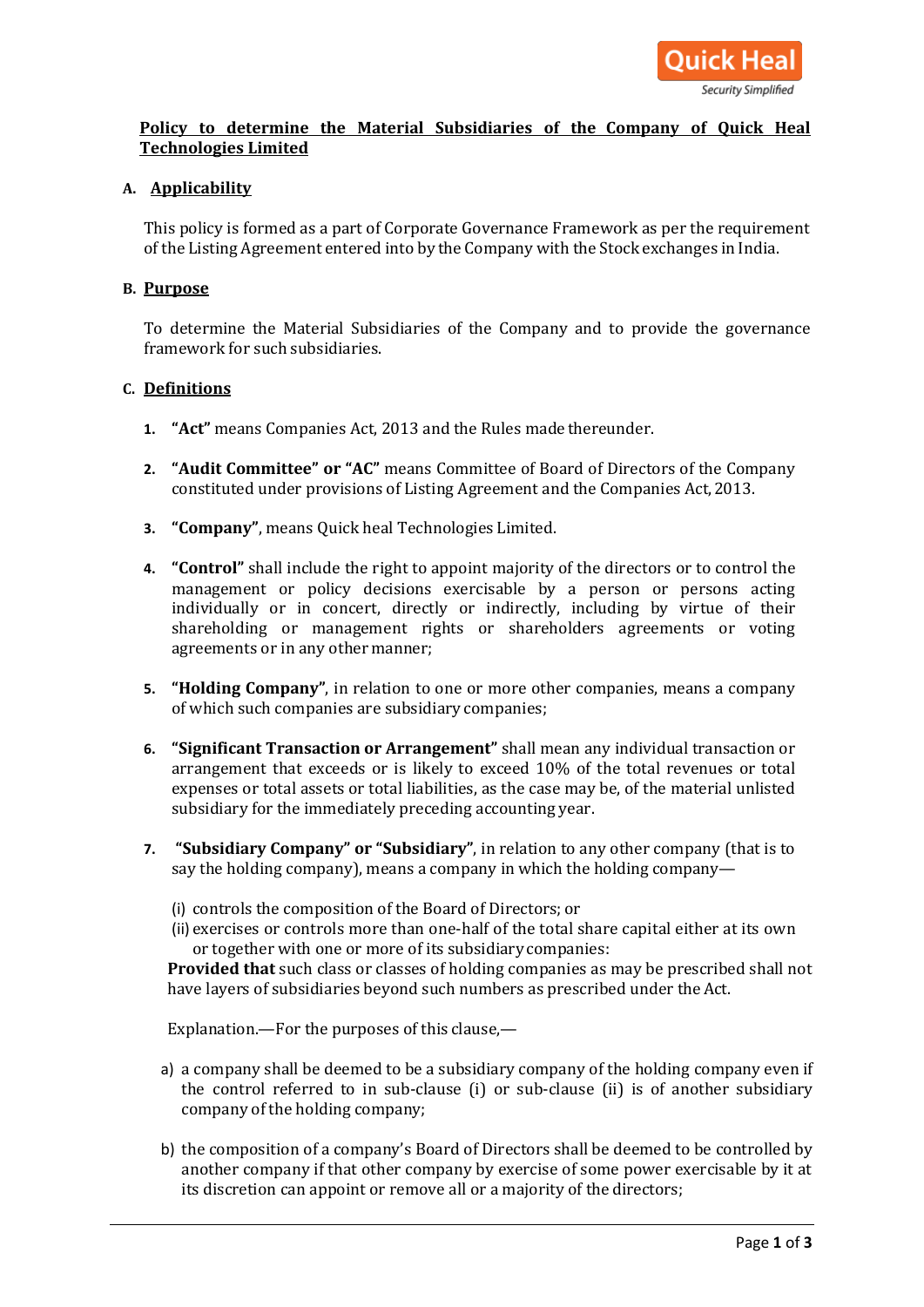# Policy to determine the Material Subsidiaries of the Company of Quick Heal Technologies Limited

## A. Applicability

This policy is formed as a part of Corporate Governance Framework as per the requirement of the Listing Agreement entered into by the Company with the Stock exchanges in India.

## B. Purpose

To determine the Material Subsidiaries of the Company and to provide the governance framework for such subsidiaries.

## C. Definitions

1. **"Act"** means Companies Act, 2013 and the Rules made thereunder.

2. **"Audit Committee" or "AC"** means Committee of Board of Directors of the Company constituted under provisions of Listing Agreement and the Companies Act, 2013.

3. **"Company"**, means Quick heal Technologies Limited.

4. **"Control"** shall include the right to appoint majority of the directors or to control the management or policy decisions exercisable by a person or persons acting individually or in concert, directly or indirectly, including by virtue of their shareholding or management rights or shareholders agreements or voting agreements or in any other manner;

5. **"Holding Company"**, in relation to one or more other companies, means a company of which such companies are subsidiary companies;

6. **"Significant Transaction or Arrangement"** shall mean any individual transaction or arrangement that exceeds or is likely to exceed 10% of the total revenues or total expenses or total assets or total liabilities, as the case may be, of the material unlisted subsidiary for the immediately preceding accounting year.

7. **"Subsidiary Company" or "Subsidiary"**, in relation to any other company (that is to say the holding company), means a company in which the holding company—

   (i) controls the composition of the Board of Directors; or
   (ii) exercises or controls more than one-half of the total share capital either at its own or together with one or more of its subsidiary companies:

   **Provided that** such class or classes of holding companies as may be prescribed shall not have layers of subsidiaries beyond such numbers as prescribed under the Act.

   Explanation.—For the purposes of this clause,—

   a) a company shall be deemed to be a subsidiary company of the holding company even if the control referred to in sub-clause (i) or sub-clause (ii) is of another subsidiary company of the holding company;

   b) the composition of a company's Board of Directors shall be deemed to be controlled by another company if that other company by exercise of some power exercisable by it at its discretion can appoint or remove all or a majority of the directors;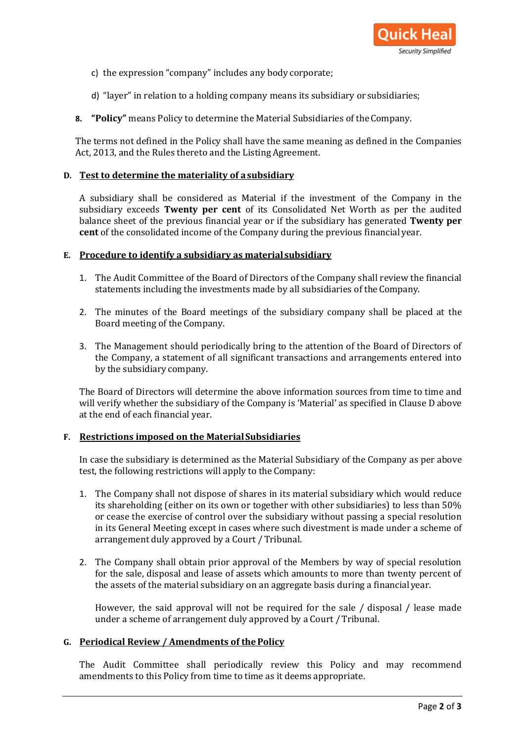c) the expression "company" includes any body corporate;

d) "layer" in relation to a holding company means its subsidiary or subsidiaries;

8. **"Policy"** means Policy to determine the Material Subsidiaries of the Company.

The terms not defined in the Policy shall have the same meaning as defined in the Companies Act, 2013, and the Rules thereto and the Listing Agreement.

## D. Test to determine the materiality of a subsidiary

A subsidiary shall be considered as Material if the investment of the Company in the subsidiary exceeds **Twenty per cent** of its Consolidated Net Worth as per the audited balance sheet of the previous financial year or if the subsidiary has generated **Twenty per cent** of the consolidated income of the Company during the previous financial year.

## E. Procedure to identify a subsidiary as material subsidiary

1. The Audit Committee of the Board of Directors of the Company shall review the financial statements including the investments made by all subsidiaries of the Company.

2. The minutes of the Board meetings of the subsidiary company shall be placed at the Board meeting of the Company.

3. The Management should periodically bring to the attention of the Board of Directors of the Company, a statement of all significant transactions and arrangements entered into by the subsidiary company.

The Board of Directors will determine the above information sources from time to time and will verify whether the subsidiary of the Company is 'Material' as specified in Clause D above at the end of each financial year.

## F. Restrictions imposed on the Material Subsidiaries

In case the subsidiary is determined as the Material Subsidiary of the Company as per above test, the following restrictions will apply to the Company:

1. The Company shall not dispose of shares in its material subsidiary which would reduce its shareholding (either on its own or together with other subsidiaries) to less than 50% or cease the exercise of control over the subsidiary without passing a special resolution in its General Meeting except in cases where such divestment is made under a scheme of arrangement duly approved by a Court / Tribunal.

2. The Company shall obtain prior approval of the Members by way of special resolution for the sale, disposal and lease of assets which amounts to more than twenty percent of the assets of the material subsidiary on an aggregate basis during a financial year.

   However, the said approval will not be required for the sale / disposal / lease made under a scheme of arrangement duly approved by a Court / Tribunal.

## G. Periodical Review / Amendments of the Policy

The Audit Committee shall periodically review this Policy and may recommend amendments to this Policy from time to time as it deems appropriate.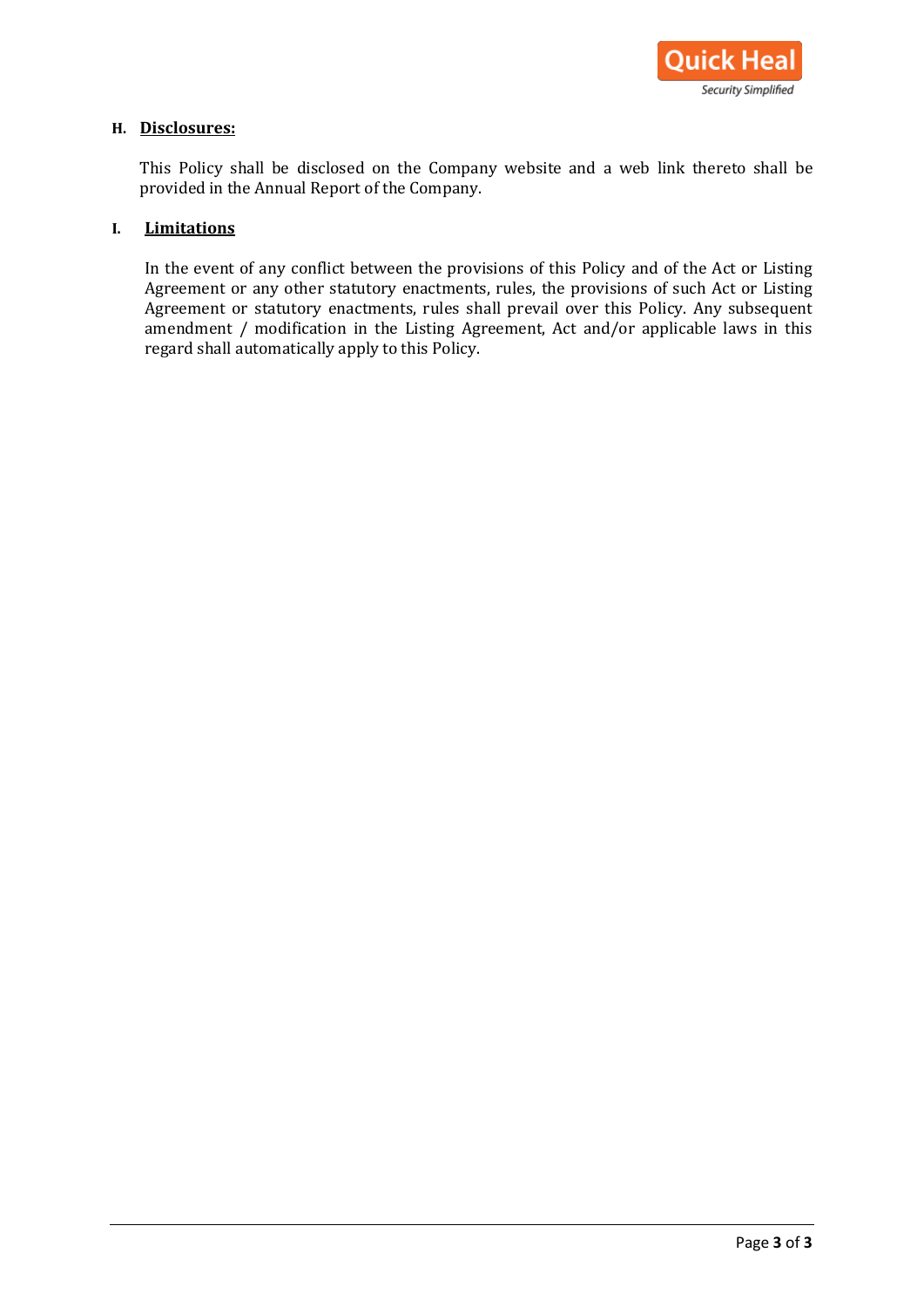## H. Disclosures:

This Policy shall be disclosed on the Company website and a web link thereto shall be provided in the Annual Report of the Company.

## I. Limitations

In the event of any conflict between the provisions of this Policy and of the Act or Listing Agreement or any other statutory enactments, rules, the provisions of such Act or Listing Agreement or statutory enactments, rules shall prevail over this Policy. Any subsequent amendment / modification in the Listing Agreement, Act and/or applicable laws in this regard shall automatically apply to this Policy.